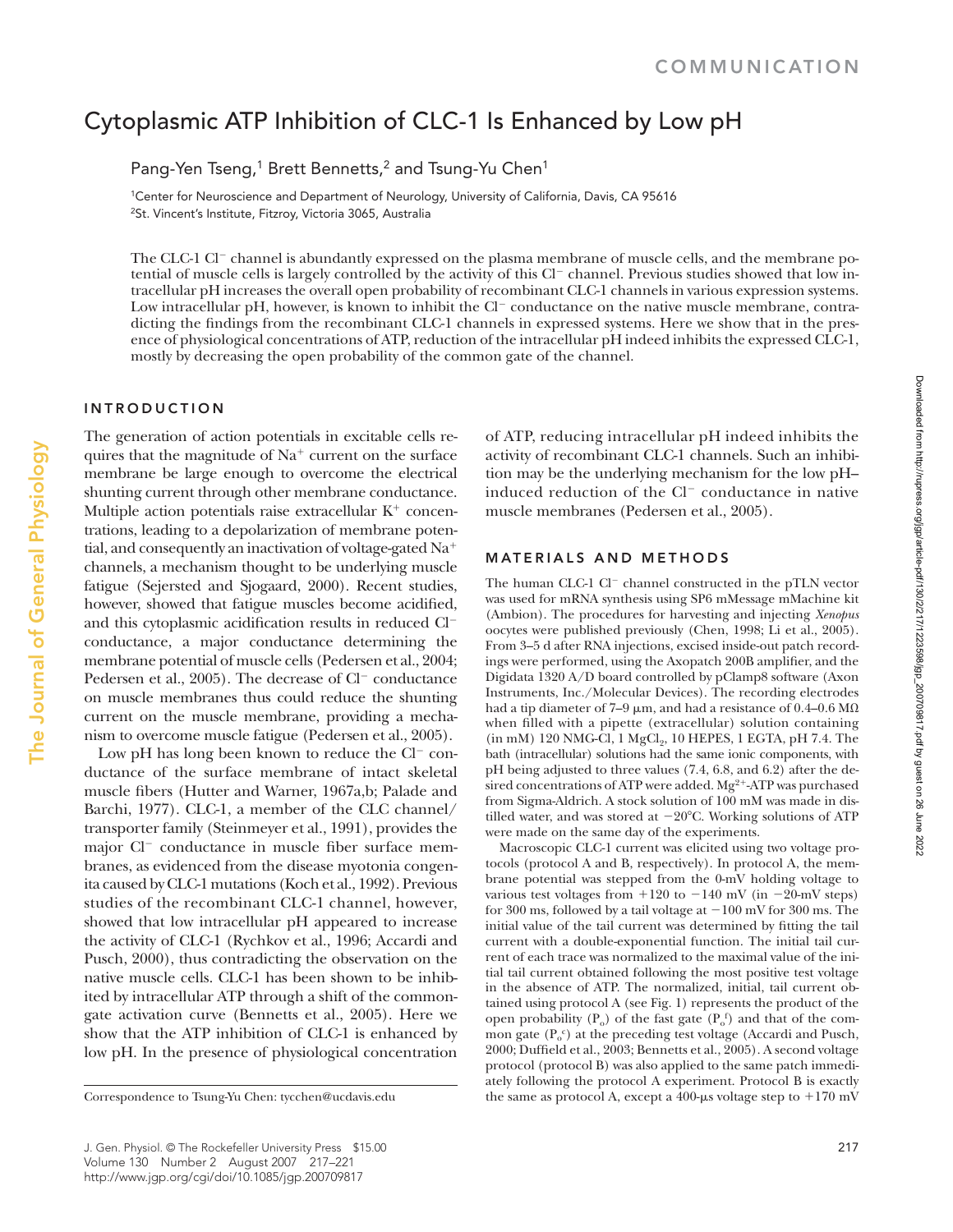# Cytoplasmic ATP Inhibition of CLC-1 Is Enhanced by Low pH

Pang-Yen Tseng,[1] Brett Bennetts,[2] and Tsung-Yu Chen[1]

[1]Center for Neuroscience and Department of Neurology, University of California, Davis, CA 95616
[2]St. Vincent's Institute, Fitzroy, Victoria 3065, Australia

The CLC-1 $Cl^-$ channel is abundantly expressed on the plasma membrane of muscle cells, and the membrane potential of muscle cells is largely controlled by the activity of this $Cl^-$ channel. Previous studies showed that low intracellular pH increases the overall open probability of recombinant CLC-1 channels in various expression systems. Low intracellular pH, however, is known to inhibit the $Cl^-$ conductance on the native muscle membrane, contradicting the findings from the recombinant CLC-1 channels in expressed systems. Here we show that in the presence of physiological concentrations of ATP, reduction of the intracellular pH indeed inhibits the expressed CLC-1, mostly by decreasing the open probability of the common gate of the channel.

## INTRODUCTION

The generation of action potentials in excitable cells requires that the magnitude of $Na^+$ current on the surface membrane be large enough to overcome the electrical shunting current through other membrane conductance. Multiple action potentials raise extracellular $K^+$ concentrations, leading to a depolarization of membrane potential, and consequently an inactivation of voltage-gated $Na^+$ channels, a mechanism thought to be underlying muscle fatigue (Sejersted and Sjogaard, 2000). Recent studies, however, showed that fatigue muscles become acidified, and this cytoplasmic acidification results in reduced $Cl^-$ conductance, a major conductance determining the membrane potential of muscle cells (Pedersen et al., 2004; Pedersen et al., 2005). The decrease of $Cl^-$ conductance on muscle membranes thus could reduce the shunting current on the muscle membrane, providing a mechanism to overcome muscle fatigue (Pedersen et al., 2005).

Low pH has long been known to reduce the $Cl^-$ conductance of the surface membrane of intact skeletal muscle fibers (Hutter and Warner, 1967a,b; Palade and Barchi, 1977). CLC-1, a member of the CLC channel/transporter family (Steinmeyer et al., 1991), provides the major $Cl^-$ conductance in muscle fiber surface membranes, as evidenced from the disease myotonia congenita caused by CLC-1 mutations (Koch et al., 1992). Previous studies of the recombinant CLC-1 channel, however, showed that low intracellular pH appeared to increase the activity of CLC-1 (Rychkov et al., 1996; Accardi and Pusch, 2000), thus contradicting the observation on the native muscle cells. CLC-1 has been shown to be inhibited by intracellular ATP through a shift of the common-gate activation curve (Bennetts et al., 2005). Here we show that the ATP inhibition of CLC-1 is enhanced by low pH. In the presence of physiological concentration of ATP, reducing intracellular pH indeed inhibits the activity of recombinant CLC-1 channels. Such an inhibition may be the underlying mechanism for the low pH–induced reduction of the $Cl^-$ conductance in native muscle membranes (Pedersen et al., 2005).

Correspondence to Tsung-Yu Chen: tycchen@ucdavis.edu

## MATERIALS AND METHODS

The human CLC-1 $Cl^-$ channel constructed in the pTLN vector was used for mRNA synthesis using SP6 mMessage mMachine kit (Ambion). The procedures for harvesting and injecting *Xenopus* oocytes were published previously (Chen, 1998; Li et al., 2005). From 3–5 d after RNA injections, excised inside-out patch recordings were performed, using the Axopatch 200B amplifier, and the Digidata 1320 A/D board controlled by pClamp8 software (Axon Instruments, Inc./Molecular Devices). The recording electrodes had a tip diameter of 7–9 μm, and had a resistance of 0.4–0.6 MΩ when filled with a pipette (extracellular) solution containing (in mM) 120 NMG-Cl, 1 $MgCl_2$, 10 HEPES, 1 EGTA, pH 7.4. The bath (intracellular) solutions had the same ionic components, with pH being adjusted to three values (7.4, 6.8, and 6.2) after the desired concentrations of ATP were added. $Mg^{2+}$-ATP was purchased from Sigma-Aldrich. A stock solution of 100 mM was made in distilled water, and was stored at −20°C. Working solutions of ATP were made on the same day of the experiments.

Macroscopic CLC-1 current was elicited using two voltage protocols (protocol A and B, respectively). In protocol A, the membrane potential was stepped from the 0-mV holding voltage to various test voltages from +120 to −140 mV (in −20-mV steps) for 300 ms, followed by a tail voltage at −100 mV for 300 ms. The initial value of the tail current was determined by fitting the tail current with a double-exponential function. The initial tail current of each trace was normalized to the maximal value of the initial tail current obtained following the most positive test voltage in the absence of ATP. The normalized, initial, tail current obtained using protocol A (see Fig. 1) represents the product of the open probability ($P_o$) of the fast gate ($P_o^f$) and that of the common gate ($P_o^c$) at the preceding test voltage (Accardi and Pusch, 2000; Duffield et al., 2003; Bennetts et al., 2005). A second voltage protocol (protocol B) was also applied to the same patch immediately following the protocol A experiment. Protocol B is exactly the same as protocol A, except a 400-μs voltage step to +170 mV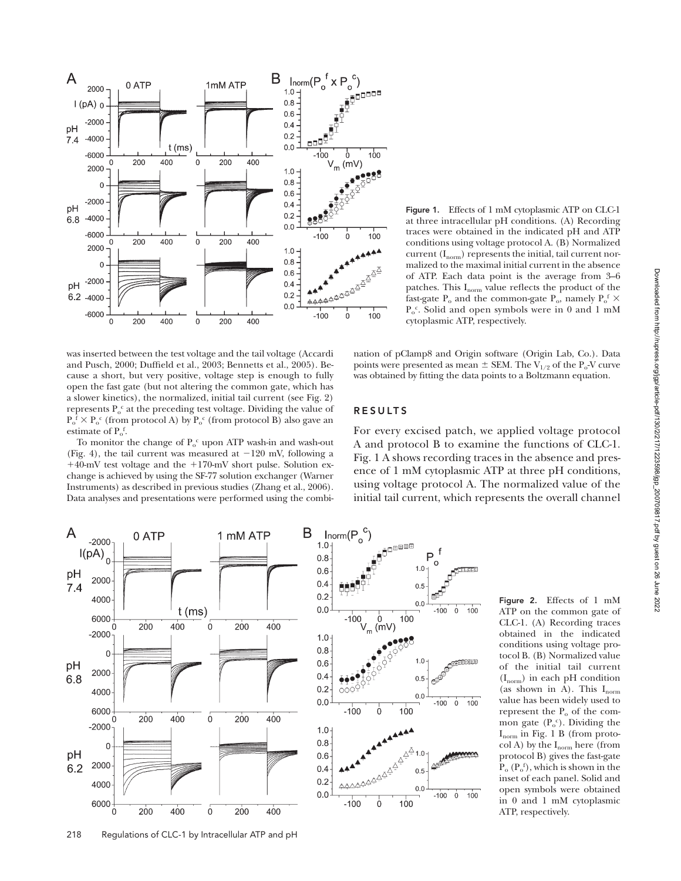Figure 1. Effects of 1 mM cytoplasmic ATP on CLC-1 at three intracellular pH conditions. (A) Recording traces were obtained in the indicated pH and ATP conditions using voltage protocol A. (B) Normalized current ($I_{norm}$) represents the initial, tail current normalized to the maximal initial current in the absence of ATP. Each data point is the average from 3–6 patches. This $I_{norm}$ value reflects the product of the fast-gate $P_o$ and the common-gate $P_o$, namely $P_o^f \times P_o^c$. Solid and open symbols were in 0 and 1 mM cytoplasmic ATP, respectively.

was inserted between the test voltage and the tail voltage (Accardi and Pusch, 2000; Duffield et al., 2003; Bennetts et al., 2005). Because a short, but very positive, voltage step is enough to fully open the fast gate (but not altering the common gate, which has a slower kinetics), the normalized, initial tail current (see Fig. 2) represents $P_o^c$ at the preceding test voltage. Dividing the value of $P_o^f \times P_o^c$ (from protocol A) by $P_o^c$ (from protocol B) also gave an estimate of $P_o^f$.

To monitor the change of $P_o^c$ upon ATP wash-in and wash-out (Fig. 4), the tail current was measured at −120 mV, following a +40-mV test voltage and the +170-mV short pulse. Solution exchange is achieved by using the SF-77 solution exchanger (Warner Instruments) as described in previous studies (Zhang et al., 2006). Data analyses and presentations were performed using the combination of pClamp8 and Origin software (Origin Lab, Co.). Data points were presented as mean ± SEM. The $V_{1/2}$ of the $P_o$-V curve was obtained by fitting the data points to a Boltzmann equation.

## RESULTS

For every excised patch, we applied voltage protocol A and protocol B to examine the functions of CLC-1. Fig. 1 A shows recording traces in the absence and presence of 1 mM cytoplasmic ATP at three pH conditions, using voltage protocol A. The normalized value of the initial tail current, which represents the overall channel

Figure 2. Effects of 1 mM ATP on the common gate of CLC-1. (A) Recording traces obtained in the indicated conditions using voltage protocol B. (B) Normalized value of the initial tail current ($I_{norm}$) in each pH condition (as shown in A). This $I_{norm}$ value has been widely used to represent the $P_o$ of the common gate ($P_o^c$). Dividing the $I_{norm}$ in Fig. 1 B (from protocol A) by the $I_{norm}$ here (from protocol B) gives the fast-gate $P_o$ ($P_o^f$), which is shown in the inset of each panel. Solid and open symbols were obtained in 0 and 1 mM cytoplasmic ATP, respectively.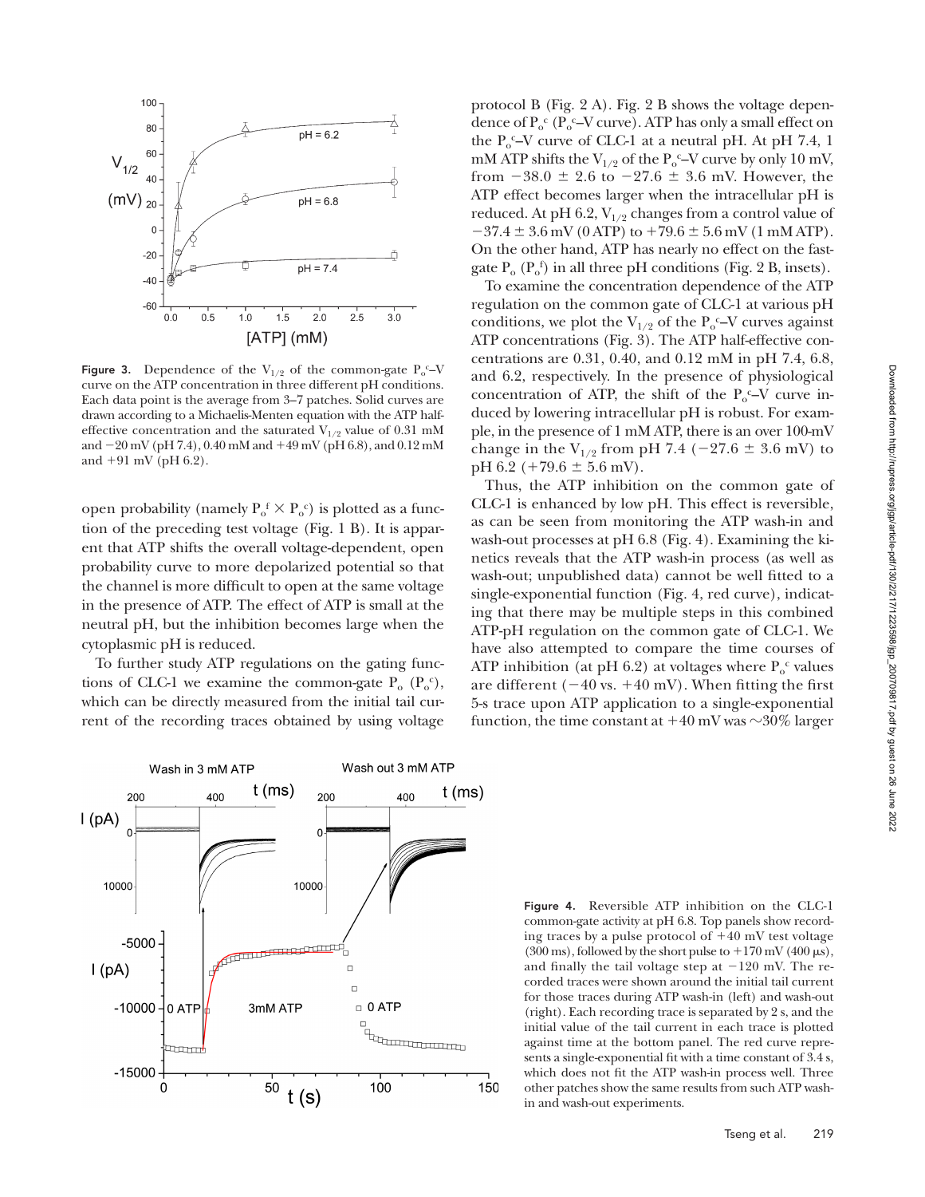**Figure 3.** Dependence of the $V_{1/2}$ of the common-gate $P_o^c$–V curve on the ATP concentration in three different pH conditions. Each data point is the average from 3–7 patches. Solid curves are drawn according to a Michaelis-Menten equation with the ATP half-effective concentration and the saturated $V_{1/2}$ value of 0.31 mM and −20 mV (pH 7.4), 0.40 mM and +49 mV (pH 6.8), and 0.12 mM and +91 mV (pH 6.2).

open probability (namely $P_o^f \times P_o^c$) is plotted as a function of the preceding test voltage (Fig. 1 B). It is apparent that ATP shifts the overall voltage-dependent, open probability curve to more depolarized potential so that the channel is more difficult to open at the same voltage in the presence of ATP. The effect of ATP is small at the neutral pH, but the inhibition becomes large when the cytoplasmic pH is reduced.

To further study ATP regulations on the gating functions of CLC-1 we examine the common-gate $P_o$ ($P_o^c$), which can be directly measured from the initial tail current of the recording traces obtained by using voltage protocol B (Fig. 2 A). Fig. 2 B shows the voltage dependence of $P_o^c$ ($P_o^c$–V curve). ATP has only a small effect on the $P_o^c$–V curve of CLC-1 at a neutral pH. At pH 7.4, 1 mM ATP shifts the $V_{1/2}$ of the $P_o^c$–V curve by only 10 mV, from $-38.0 \pm 2.6$ to $-27.6 \pm 3.6$ mV. However, the ATP effect becomes larger when the intracellular pH is reduced. At pH 6.2, $V_{1/2}$ changes from a control value of $-37.4 \pm 3.6$ mV (0 ATP) to $+79.6 \pm 5.6$ mV (1 mM ATP). On the other hand, ATP has nearly no effect on the fast-gate $P_o$ ($P_o^f$) in all three pH conditions (Fig. 2 B, insets).

To examine the concentration dependence of the ATP regulation on the common gate of CLC-1 at various pH conditions, we plot the $V_{1/2}$ of the $P_o^c$–V curves against ATP concentrations (Fig. 3). The ATP half-effective concentrations are 0.31, 0.40, and 0.12 mM in pH 7.4, 6.8, and 6.2, respectively. In the presence of physiological concentration of ATP, the shift of the $P_o^c$–V curve induced by lowering intracellular pH is robust. For example, in the presence of 1 mM ATP, there is an over 100-mV change in the $V_{1/2}$ from pH 7.4 ($-27.6 \pm 3.6$ mV) to pH 6.2 ($+79.6 \pm 5.6$ mV).

Thus, the ATP inhibition on the common gate of CLC-1 is enhanced by low pH. This effect is reversible, as can be seen from monitoring the ATP wash-in and wash-out processes at pH 6.8 (Fig. 4). Examining the kinetics reveals that the ATP wash-in process (as well as wash-out; unpublished data) cannot be well fitted to a single-exponential function (Fig. 4, red curve), indicating that there may be multiple steps in this combined ATP-pH regulation on the common gate of CLC-1. We have also attempted to compare the time courses of ATP inhibition (at pH 6.2) at voltages where $P_o^c$ values are different (−40 vs. +40 mV). When fitting the first 5-s trace upon ATP application to a single-exponential function, the time constant at +40 mV was ~30% larger

**Figure 4.** Reversible ATP inhibition on the CLC-1 common-gate activity at pH 6.8. Top panels show recording traces by a pulse protocol of +40 mV test voltage (300 ms), followed by the short pulse to +170 mV (400 μs), and finally the tail voltage step at −120 mV. The recorded traces were shown around the initial tail current for those traces during ATP wash-in (left) and wash-out (right). Each recording trace is separated by 2 s, and the initial value of the tail current in each trace is plotted against time at the bottom panel. The red curve represents a single-exponential fit with a time constant of 3.4 s, which does not fit the ATP wash-in process well. Three other patches show the same results from such ATP wash-in and wash-out experiments.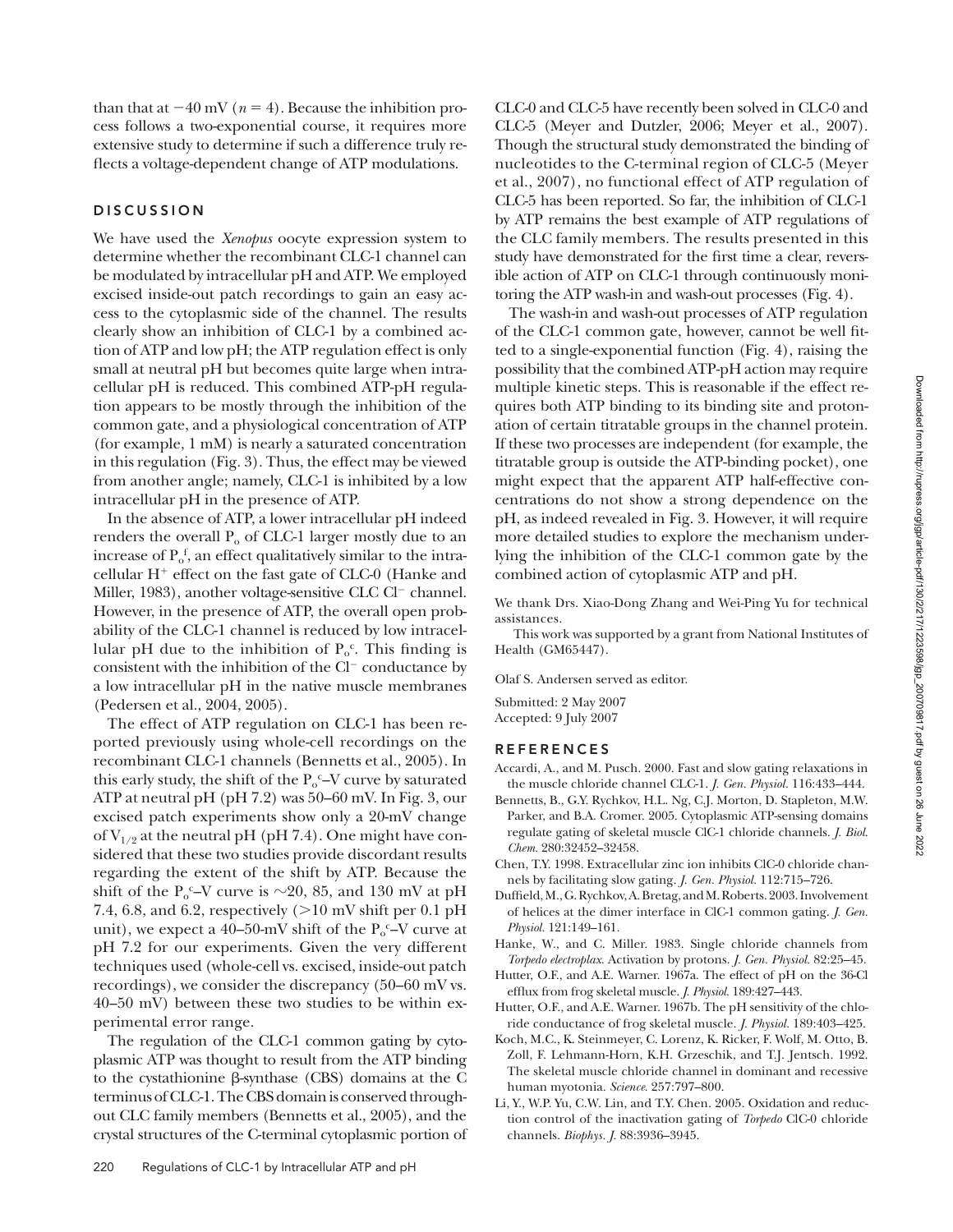than that at $-40$ mV ($n = 4$). Because the inhibition process follows a two-exponential course, it requires more extensive study to determine if such a difference truly reflects a voltage-dependent change of ATP modulations.

## DISCUSSION

We have used the *Xenopus* oocyte expression system to determine whether the recombinant CLC-1 channel can be modulated by intracellular pH and ATP. We employed excised inside-out patch recordings to gain an easy access to the cytoplasmic side of the channel. The results clearly show an inhibition of CLC-1 by a combined action of ATP and low pH; the ATP regulation effect is only small at neutral pH but becomes quite large when intracellular pH is reduced. This combined ATP-pH regulation appears to be mostly through the inhibition of the common gate, and a physiological concentration of ATP (for example, 1 mM) is nearly a saturated concentration in this regulation (Fig. 3). Thus, the effect may be viewed from another angle; namely, CLC-1 is inhibited by a low intracellular pH in the presence of ATP.

In the absence of ATP, a lower intracellular pH indeed renders the overall $P_o$ of CLC-1 larger mostly due to an increase of $P_o^f$, an effect qualitatively similar to the intracellular $H^+$ effect on the fast gate of CLC-0 (Hanke and Miller, 1983), another voltage-sensitive CLC $Cl^-$ channel. However, in the presence of ATP, the overall open probability of the CLC-1 channel is reduced by low intracellular pH due to the inhibition of $P_o^c$. This finding is consistent with the inhibition of the $Cl^-$ conductance by a low intracellular pH in the native muscle membranes (Pedersen et al., 2004, 2005).

The effect of ATP regulation on CLC-1 has been reported previously using whole-cell recordings on the recombinant CLC-1 channels (Bennetts et al., 2005). In this early study, the shift of the $P_o^c$–V curve by saturated ATP at neutral pH (pH 7.2) was 50–60 mV. In Fig. 3, our excised patch experiments show only a 20-mV change of $V_{1/2}$ at the neutral pH (pH 7.4). One might have considered that these two studies provide discordant results regarding the extent of the shift by ATP. Because the shift of the $P_o^c$–V curve is ~20, 85, and 130 mV at pH 7.4, 6.8, and 6.2, respectively (>10 mV shift per 0.1 pH unit), we expect a 40–50-mV shift of the $P_o^c$–V curve at pH 7.2 for our experiments. Given the very different techniques used (whole-cell vs. excised, inside-out patch recordings), we consider the discrepancy (50–60 mV vs. 40–50 mV) between these two studies to be within experimental error range.

The regulation of the CLC-1 common gating by cytoplasmic ATP was thought to result from the ATP binding to the cystathionine β-synthase (CBS) domains at the C terminus of CLC-1. The CBS domain is conserved throughout CLC family members (Bennetts et al., 2005), and the crystal structures of the C-terminal cytoplasmic portion of CLC-0 and CLC-5 have recently been solved in CLC-0 and CLC-5 (Meyer and Dutzler, 2006; Meyer et al., 2007). Though the structural study demonstrated the binding of nucleotides to the C-terminal region of CLC-5 (Meyer et al., 2007), no functional effect of ATP regulation of CLC-5 has been reported. So far, the inhibition of CLC-1 by ATP remains the best example of ATP regulations of the CLC family members. The results presented in this study have demonstrated for the first time a clear, reversible action of ATP on CLC-1 through continuously monitoring the ATP wash-in and wash-out processes (Fig. 4).

The wash-in and wash-out processes of ATP regulation of the CLC-1 common gate, however, cannot be well fitted to a single-exponential function (Fig. 4), raising the possibility that the combined ATP-pH action may require multiple kinetic steps. This is reasonable if the effect requires both ATP binding to its binding site and protonation of certain titratable groups in the channel protein. If these two processes are independent (for example, the titratable group is outside the ATP-binding pocket), one might expect that the apparent ATP half-effective concentrations do not show a strong dependence on the pH, as indeed revealed in Fig. 3. However, it will require more detailed studies to explore the mechanism underlying the inhibition of the CLC-1 common gate by the combined action of cytoplasmic ATP and pH.

We thank Drs. Xiao-Dong Zhang and Wei-Ping Yu for technical assistances.

This work was supported by a grant from National Institutes of Health (GM65447).

Olaf S. Andersen served as editor.

Submitted: 2 May 2007
Accepted: 9 July 2007

## REFERENCES

Accardi, A., and M. Pusch. 2000. Fast and slow gating relaxations in the muscle chloride channel CLC-1. *J. Gen. Physiol.* 116:433–444.

Bennetts, B., G.Y. Rychkov, H.L. Ng, C.J. Morton, D. Stapleton, M.W. Parker, and B.A. Cromer. 2005. Cytoplasmic ATP-sensing domains regulate gating of skeletal muscle ClC-1 chloride channels. *J. Biol. Chem.* 280:32452–32458.

Chen, T.Y. 1998. Extracellular zinc ion inhibits ClC-0 chloride channels by facilitating slow gating. *J. Gen. Physiol.* 112:715–726.

Duffield, M., G. Rychkov, A. Bretag, and M. Roberts. 2003. Involvement of helices at the dimer interface in ClC-1 common gating. *J. Gen. Physiol.* 121:149–161.

Hanke, W., and C. Miller. 1983. Single chloride channels from *Torpedo electroplax*. Activation by protons. *J. Gen. Physiol.* 82:25–45.

Hutter, O.F., and A.E. Warner. 1967a. The effect of pH on the 36-Cl efflux from frog skeletal muscle. *J. Physiol.* 189:427–443.

Hutter, O.F., and A.E. Warner. 1967b. The pH sensitivity of the chloride conductance of frog skeletal muscle. *J. Physiol.* 189:403–425.

Koch, M.C., K. Steinmeyer, C. Lorenz, K. Ricker, F. Wolf, M. Otto, B. Zoll, F. Lehmann-Horn, K.H. Grzeschik, and T.J. Jentsch. 1992. The skeletal muscle chloride channel in dominant and recessive human myotonia. *Science.* 257:797–800.

Li, Y., W.P. Yu, C.W. Lin, and T.Y. Chen. 2005. Oxidation and reduction control of the inactivation gating of *Torpedo* ClC-0 chloride channels. *Biophys. J.* 88:3936–3945.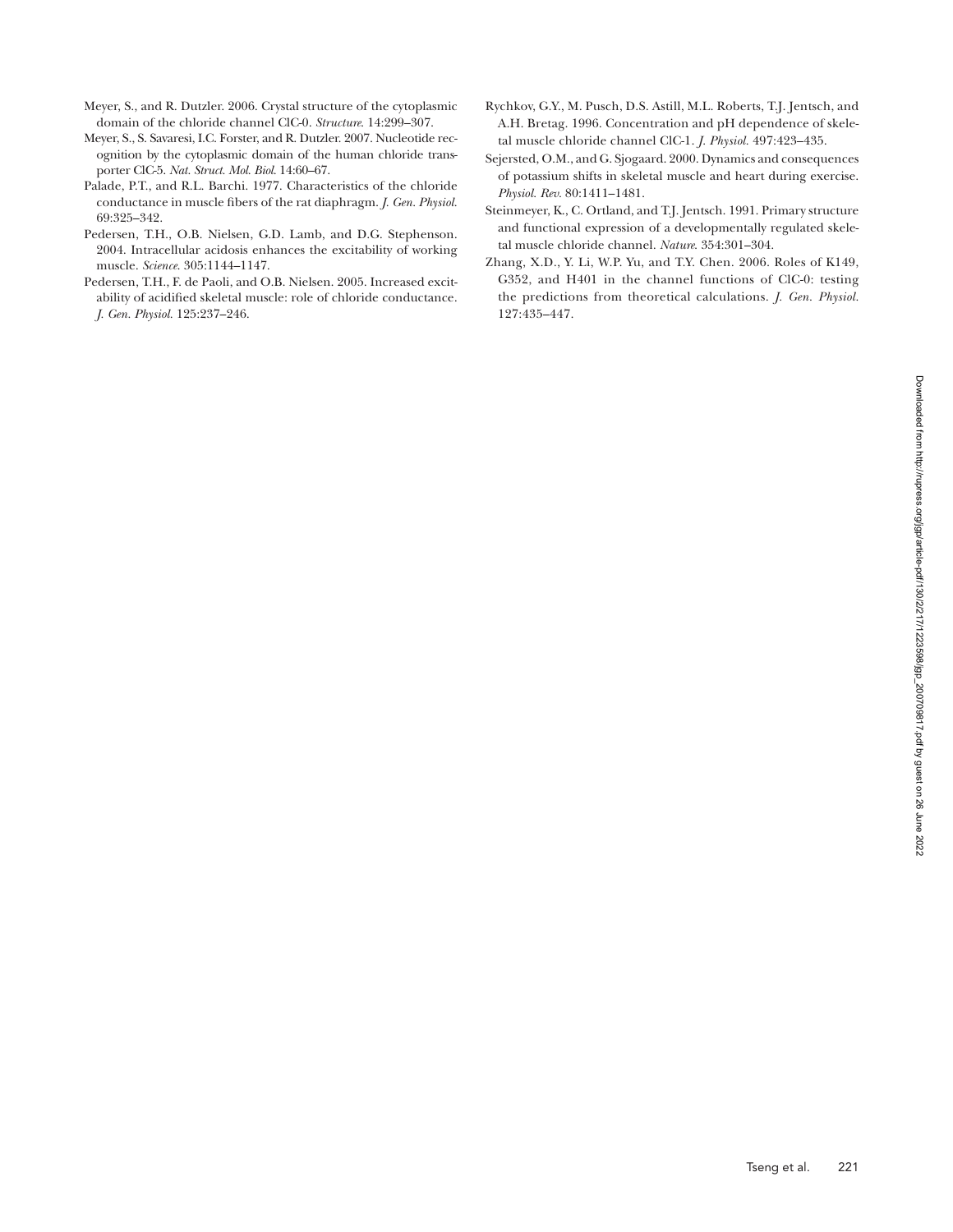Meyer, S., and R. Dutzler. 2006. Crystal structure of the cytoplasmic domain of the chloride channel ClC-0. *Structure*. 14:299–307.

Meyer, S., S. Savaresi, I.C. Forster, and R. Dutzler. 2007. Nucleotide recognition by the cytoplasmic domain of the human chloride transporter ClC-5. *Nat. Struct. Mol. Biol*. 14:60–67.

Palade, P.T., and R.L. Barchi. 1977. Characteristics of the chloride conductance in muscle fibers of the rat diaphragm. *J. Gen. Physiol*. 69:325–342.

Pedersen, T.H., O.B. Nielsen, G.D. Lamb, and D.G. Stephenson. 2004. Intracellular acidosis enhances the excitability of working muscle. *Science*. 305:1144–1147.

Pedersen, T.H., F. de Paoli, and O.B. Nielsen. 2005. Increased excitability of acidified skeletal muscle: role of chloride conductance. *J. Gen. Physiol*. 125:237–246.

Rychkov, G.Y., M. Pusch, D.S. Astill, M.L. Roberts, T.J. Jentsch, and A.H. Bretag. 1996. Concentration and pH dependence of skeletal muscle chloride channel ClC-1. *J. Physiol*. 497:423–435.

Sejersted, O.M., and G. Sjogaard. 2000. Dynamics and consequences of potassium shifts in skeletal muscle and heart during exercise. *Physiol. Rev*. 80:1411–1481.

Steinmeyer, K., C. Ortland, and T.J. Jentsch. 1991. Primary structure and functional expression of a developmentally regulated skeletal muscle chloride channel. *Nature*. 354:301–304.

Zhang, X.D., Y. Li, W.P. Yu, and T.Y. Chen. 2006. Roles of K149, G352, and H401 in the channel functions of ClC-0: testing the predictions from theoretical calculations. *J. Gen. Physiol*. 127:435–447.